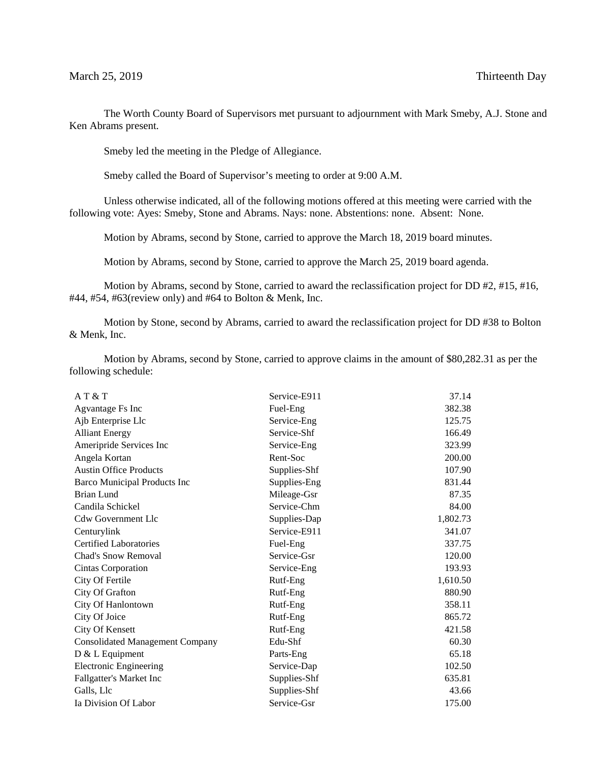March 25, 2019 Thirteenth Day

The Worth County Board of Supervisors met pursuant to adjournment with Mark Smeby, A.J. Stone and Ken Abrams present.

Smeby led the meeting in the Pledge of Allegiance.

Smeby called the Board of Supervisor's meeting to order at 9:00 A.M.

Unless otherwise indicated, all of the following motions offered at this meeting were carried with the following vote: Ayes: Smeby, Stone and Abrams. Nays: none. Abstentions: none. Absent: None.

Motion by Abrams, second by Stone, carried to approve the March 18, 2019 board minutes.

Motion by Abrams, second by Stone, carried to approve the March 25, 2019 board agenda.

Motion by Abrams, second by Stone, carried to award the reclassification project for DD #2, #15, #16, #44, #54, #63(review only) and #64 to Bolton & Menk, Inc.

Motion by Stone, second by Abrams, carried to award the reclassification project for DD #38 to Bolton & Menk, Inc.

Motion by Abrams, second by Stone, carried to approve claims in the amount of $80,282.31 as per the following schedule:

| | | |
|---|---|---|
| A T & T | Service-E911 | 37.14 |
| Agvantage Fs Inc | Fuel-Eng | 382.38 |
| Ajb Enterprise Llc | Service-Eng | 125.75 |
| Alliant Energy | Service-Shf | 166.49 |
| Ameripride Services Inc | Service-Eng | 323.99 |
| Angela Kortan | Rent-Soc | 200.00 |
| Austin Office Products | Supplies-Shf | 107.90 |
| Barco Municipal Products Inc | Supplies-Eng | 831.44 |
| Brian Lund | Mileage-Gsr | 87.35 |
| Candila Schickel | Service-Chm | 84.00 |
| Cdw Government Llc | Supplies-Dap | 1,802.73 |
| Centurylink | Service-E911 | 341.07 |
| Certified Laboratories | Fuel-Eng | 337.75 |
| Chad's Snow Removal | Service-Gsr | 120.00 |
| Cintas Corporation | Service-Eng | 193.93 |
| City Of Fertile | Rutf-Eng | 1,610.50 |
| City Of Grafton | Rutf-Eng | 880.90 |
| City Of Hanlontown | Rutf-Eng | 358.11 |
| City Of Joice | Rutf-Eng | 865.72 |
| City Of Kensett | Rutf-Eng | 421.58 |
| Consolidated Management Company | Edu-Shf | 60.30 |
| D & L Equipment | Parts-Eng | 65.18 |
| Electronic Engineering | Service-Dap | 102.50 |
| Fallgatter's Market Inc | Supplies-Shf | 635.81 |
| Galls, Llc | Supplies-Shf | 43.66 |
| Ia Division Of Labor | Service-Gsr | 175.00 |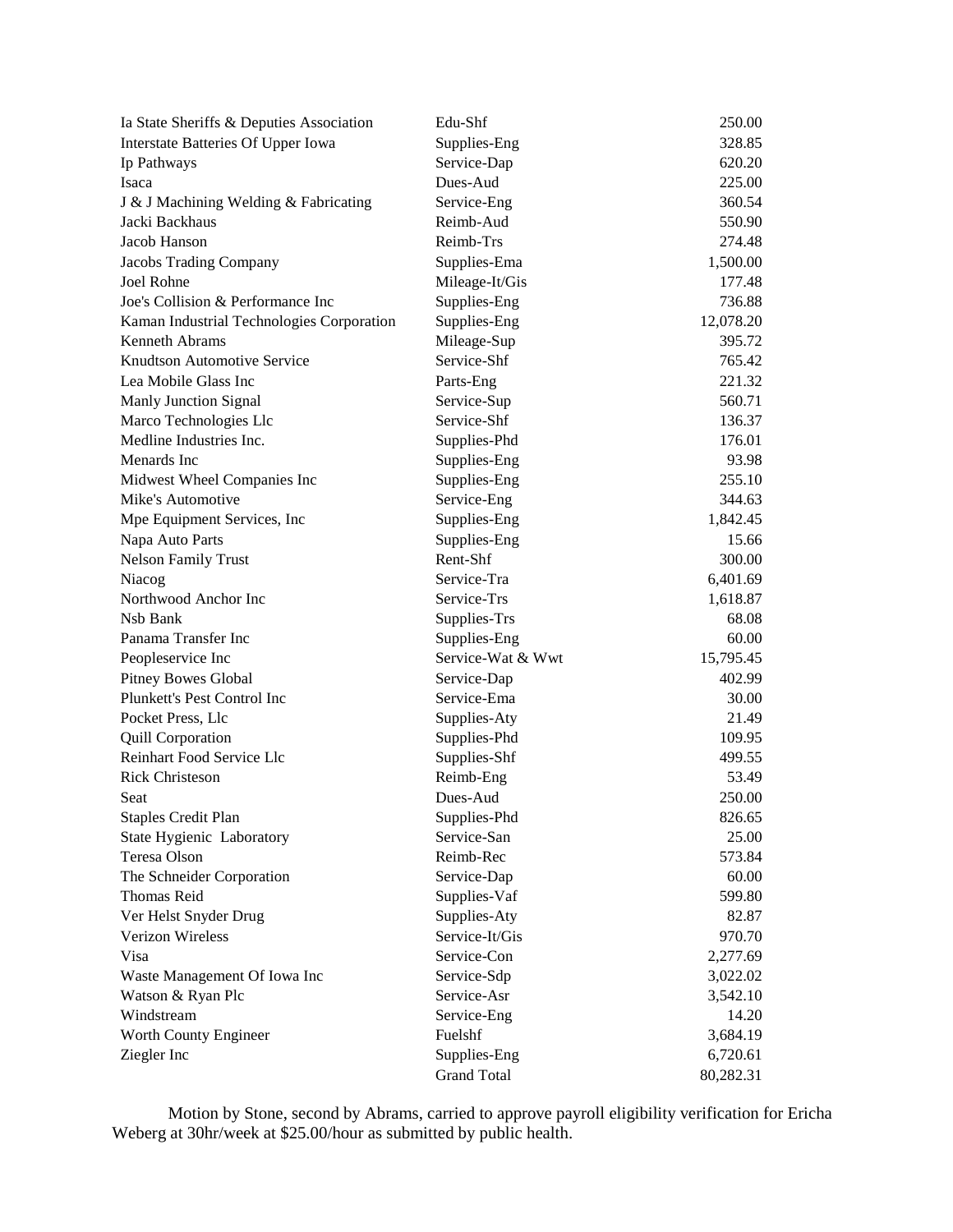| | | |
|---|---|---|
| Ia State Sheriffs & Deputies Association | Edu-Shf | 250.00 |
| Interstate Batteries Of Upper Iowa | Supplies-Eng | 328.85 |
| Ip Pathways | Service-Dap | 620.20 |
| Isaca | Dues-Aud | 225.00 |
| J & J Machining Welding & Fabricating | Service-Eng | 360.54 |
| Jacki Backhaus | Reimb-Aud | 550.90 |
| Jacob Hanson | Reimb-Trs | 274.48 |
| Jacobs Trading Company | Supplies-Ema | 1,500.00 |
| Joel Rohne | Mileage-It/Gis | 177.48 |
| Joe's Collision & Performance Inc | Supplies-Eng | 736.88 |
| Kaman Industrial Technologies Corporation | Supplies-Eng | 12,078.20 |
| Kenneth Abrams | Mileage-Sup | 395.72 |
| Knudtson Automotive Service | Service-Shf | 765.42 |
| Lea Mobile Glass Inc | Parts-Eng | 221.32 |
| Manly Junction Signal | Service-Sup | 560.71 |
| Marco Technologies Llc | Service-Shf | 136.37 |
| Medline Industries Inc. | Supplies-Phd | 176.01 |
| Menards Inc | Supplies-Eng | 93.98 |
| Midwest Wheel Companies Inc | Supplies-Eng | 255.10 |
| Mike's Automotive | Service-Eng | 344.63 |
| Mpe Equipment Services, Inc | Supplies-Eng | 1,842.45 |
| Napa Auto Parts | Supplies-Eng | 15.66 |
| Nelson Family Trust | Rent-Shf | 300.00 |
| Niacog | Service-Tra | 6,401.69 |
| Northwood Anchor Inc | Service-Trs | 1,618.87 |
| Nsb Bank | Supplies-Trs | 68.08 |
| Panama Transfer Inc | Supplies-Eng | 60.00 |
| Peopleservice Inc | Service-Wat & Wwt | 15,795.45 |
| Pitney Bowes Global | Service-Dap | 402.99 |
| Plunkett's Pest Control Inc | Service-Ema | 30.00 |
| Pocket Press, Llc | Supplies-Aty | 21.49 |
| Quill Corporation | Supplies-Phd | 109.95 |
| Reinhart Food Service Llc | Supplies-Shf | 499.55 |
| Rick Christeson | Reimb-Eng | 53.49 |
| Seat | Dues-Aud | 250.00 |
| Staples Credit Plan | Supplies-Phd | 826.65 |
| State Hygienic Laboratory | Service-San | 25.00 |
| Teresa Olson | Reimb-Rec | 573.84 |
| The Schneider Corporation | Service-Dap | 60.00 |
| Thomas Reid | Supplies-Vaf | 599.80 |
| Ver Helst Snyder Drug | Supplies-Aty | 82.87 |
| Verizon Wireless | Service-It/Gis | 970.70 |
| Visa | Service-Con | 2,277.69 |
| Waste Management Of Iowa Inc | Service-Sdp | 3,022.02 |
| Watson & Ryan Plc | Service-Asr | 3,542.10 |
| Windstream | Service-Eng | 14.20 |
| Worth County Engineer | Fuelshf | 3,684.19 |
| Ziegler Inc | Supplies-Eng | 6,720.61 |
| | Grand Total | 80,282.31 |

Motion by Stone, second by Abrams, carried to approve payroll eligibility verification for Ericha Weberg at 30hr/week at $25.00/hour as submitted by public health.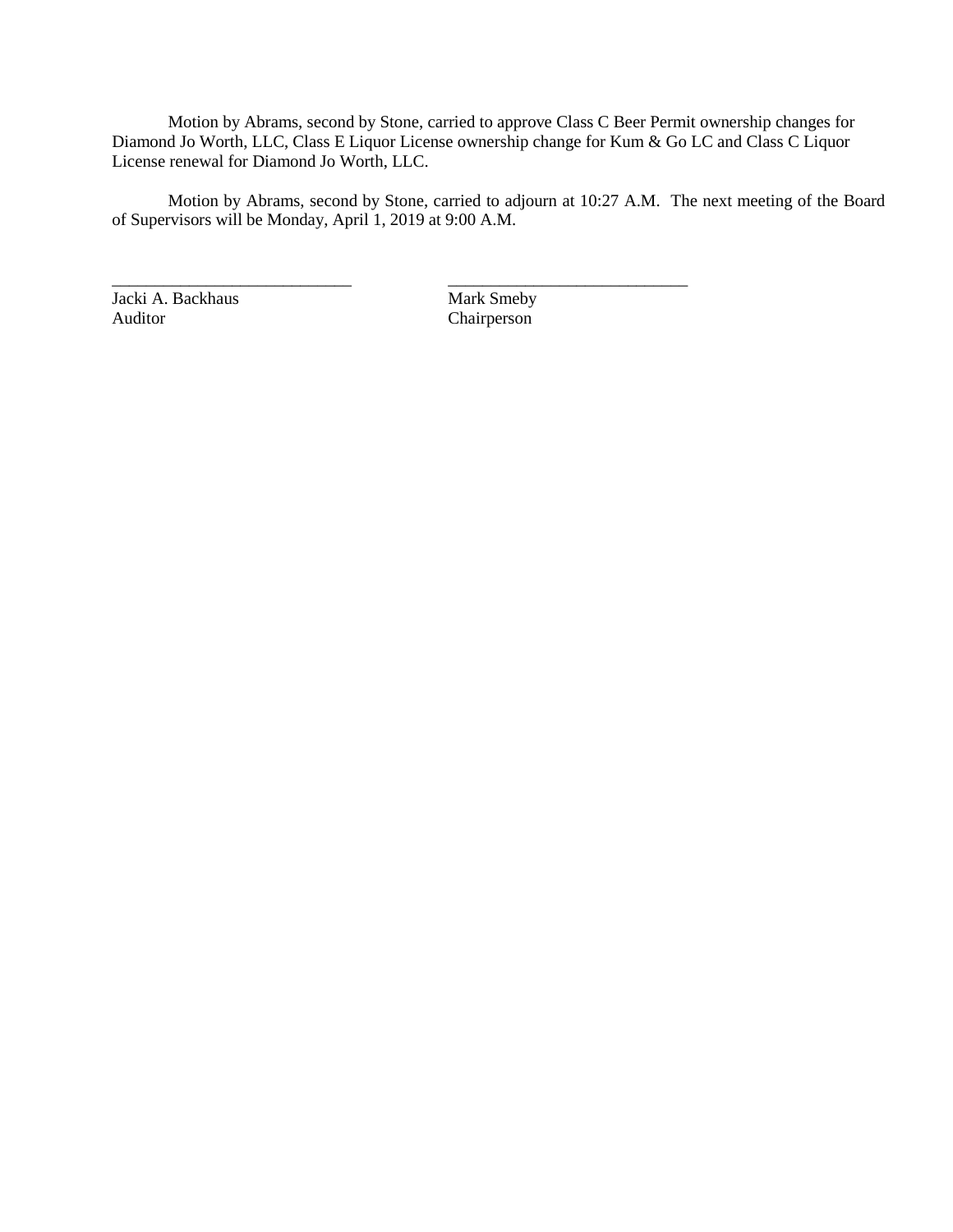Motion by Abrams, second by Stone, carried to approve Class C Beer Permit ownership changes for Diamond Jo Worth, LLC, Class E Liquor License ownership change for Kum & Go LC and Class C Liquor License renewal for Diamond Jo Worth, LLC.

Motion by Abrams, second by Stone, carried to adjourn at 10:27 A.M. The next meeting of the Board of Supervisors will be Monday, April 1, 2019 at 9:00 A.M.

| | |
|---|---|
| ____________________________ | ____________________________ |
| Jacki A. Backhaus | Mark Smeby |
| Auditor | Chairperson |